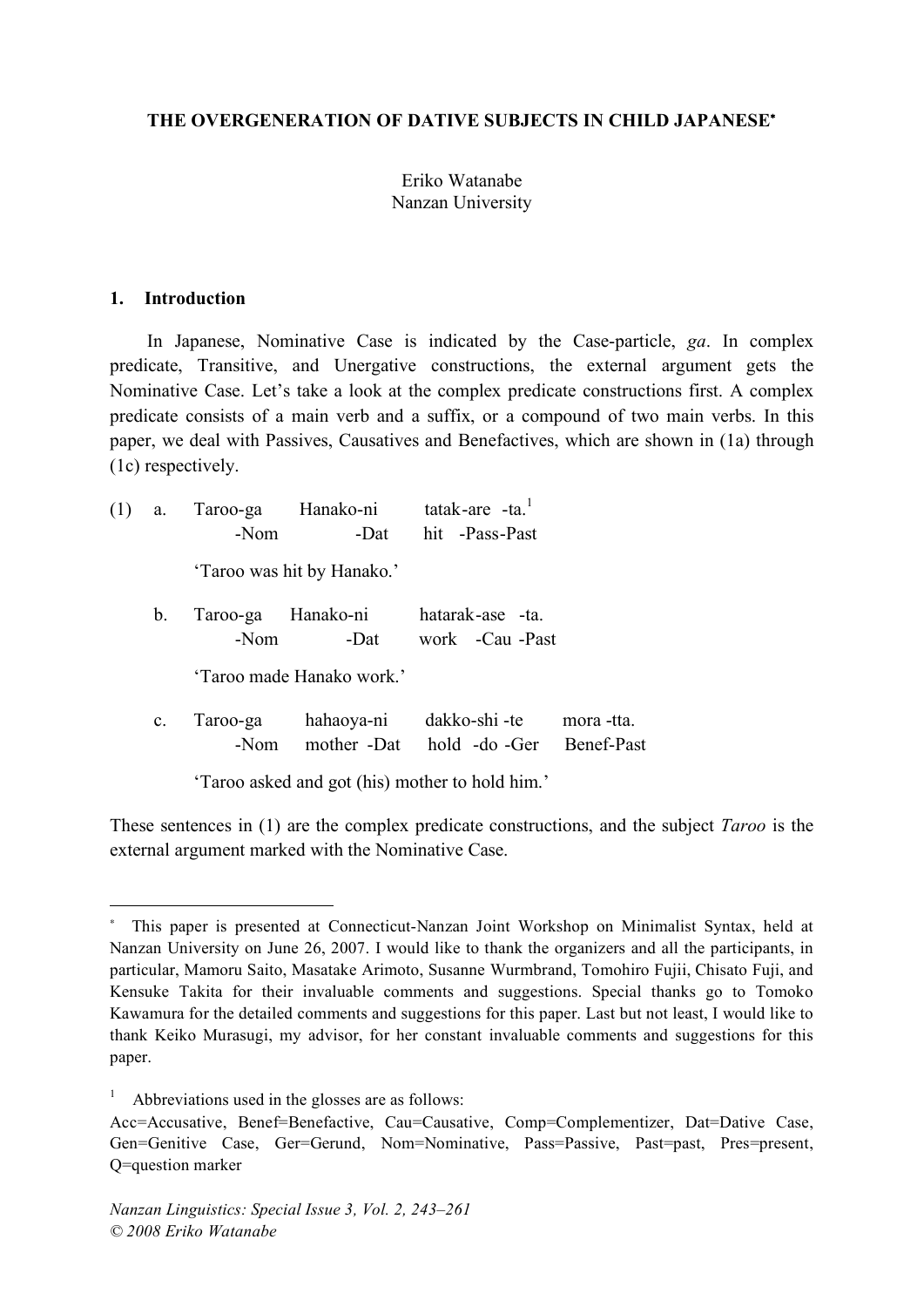# THE OVERGENERATION OF DATIVE SUBJECTS IN CHILD JAPANESE*

Eriko Watanabe
Nanzan University

## 1. Introduction

In Japanese, Nominative Case is indicated by the Case-particle, *ga*. In complex predicate, Transitive, and Unergative constructions, the external argument gets the Nominative Case. Let's take a look at the complex predicate constructions first. A complex predicate consists of a main verb and a suffix, or a compound of two main verbs. In this paper, we deal with Passives, Causatives and Benefactives, which are shown in (1a) through (1c) respectively.

(1) a. Taroo-ga Hanako-ni tatak-are -ta.[1]
-Nom -Dat hit -Pass-Past
'Taroo was hit by Hanako.'

b. Taroo-ga Hanako-ni hatarak-ase -ta.
-Nom -Dat work -Cau -Past
'Taroo made Hanako work.'

c. Taroo-ga hahaoya-ni dakko-shi -te mora -tta.
-Nom mother -Dat hold -do -Ger Benef-Past
'Taroo asked and got (his) mother to hold him.'

These sentences in (1) are the complex predicate constructions, and the subject *Taroo* is the external argument marked with the Nominative Case.

---

* This paper is presented at Connecticut-Nanzan Joint Workshop on Minimalist Syntax, held at Nanzan University on June 26, 2007. I would like to thank the organizers and all the participants, in particular, Mamoru Saito, Masatake Arimoto, Susanne Wurmbrand, Tomohiro Fujii, Chisato Fuji, and Kensuke Takita for their invaluable comments and suggestions. Special thanks go to Tomoko Kawamura for the detailed comments and suggestions for this paper. Last but not least, I would like to thank Keiko Murasugi, my advisor, for her constant invaluable comments and suggestions for this paper.

[1] Abbreviations used in the glosses are as follows:
Acc=Accusative, Benef=Benefactive, Cau=Causative, Comp=Complementizer, Dat=Dative Case, Gen=Genitive Case, Ger=Gerund, Nom=Nominative, Pass=Passive, Past=past, Pres=present, Q=question marker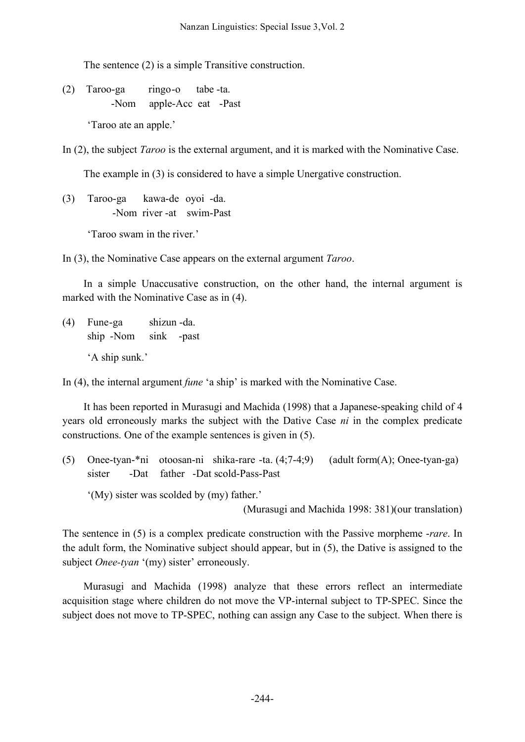The sentence (2) is a simple Transitive construction.

(2) Taroo-ga ringo-o tabe -ta.
 -Nom apple-Acc eat -Past

 'Taroo ate an apple.'

In (2), the subject *Taroo* is the external argument, and it is marked with the Nominative Case.

The example in (3) is considered to have a simple Unergative construction.

(3) Taroo-ga kawa-de oyoi -da.
 -Nom river -at swim-Past

 'Taroo swam in the river.'

In (3), the Nominative Case appears on the external argument *Taroo*.

In a simple Unaccusative construction, on the other hand, the internal argument is marked with the Nominative Case as in (4).

(4) Fune-ga shizun -da.
 ship -Nom sink -past

 'A ship sunk.'

In (4), the internal argument *fune* 'a ship' is marked with the Nominative Case.

It has been reported in Murasugi and Machida (1998) that a Japanese-speaking child of 4 years old erroneously marks the subject with the Dative Case *ni* in the complex predicate constructions. One of the example sentences is given in (5).

(5) Onee-tyan-*ni otoosan-ni shika-rare -ta. (4;7-4;9) (adult form(A); Onee-tyan-ga)
 sister -Dat father -Dat scold-Pass-Past

 '(My) sister was scolded by (my) father.'

 (Murasugi and Machida 1998: 381)(our translation)

The sentence in (5) is a complex predicate construction with the Passive morpheme *-rare*. In the adult form, the Nominative subject should appear, but in (5), the Dative is assigned to the subject *Onee-tyan* '(my) sister' erroneously.

Murasugi and Machida (1998) analyze that these errors reflect an intermediate acquisition stage where children do not move the VP-internal subject to TP-SPEC. Since the subject does not move to TP-SPEC, nothing can assign any Case to the subject. When there is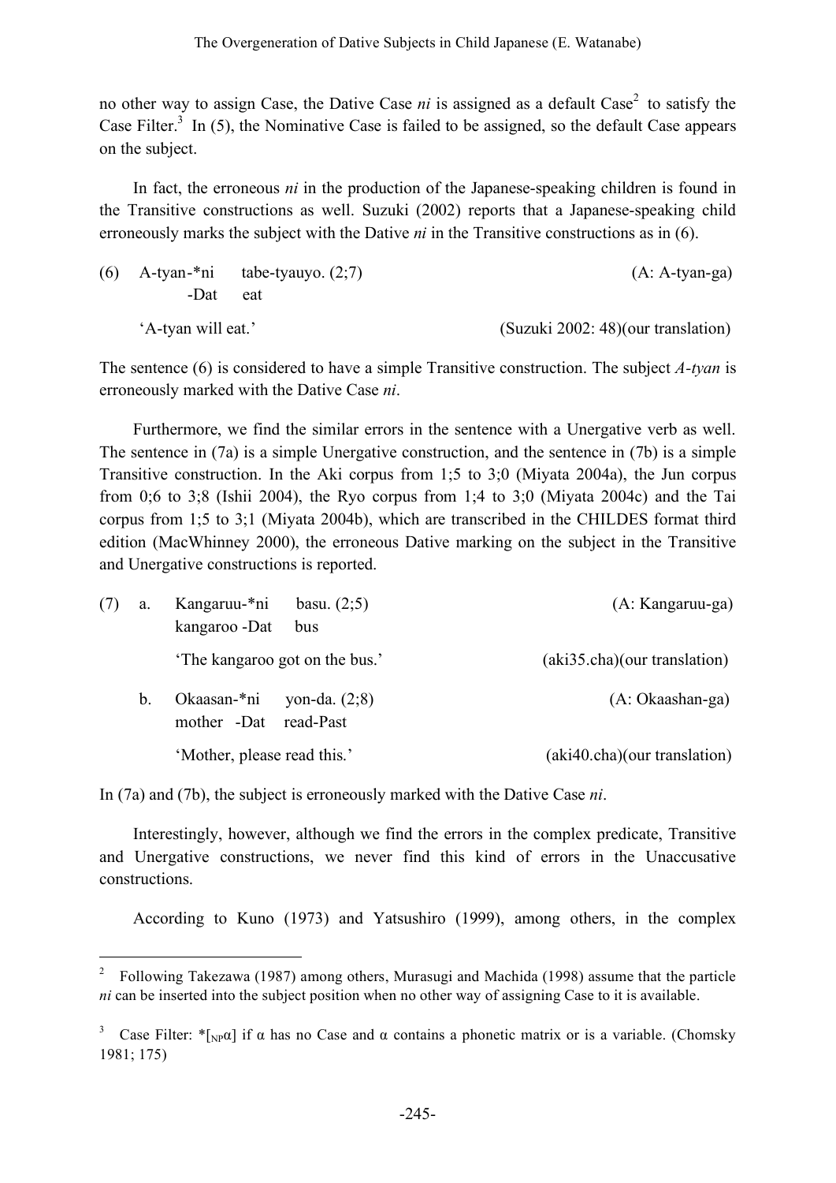no other way to assign Case, the Dative Case *ni* is assigned as a default Case[2] to satisfy the Case Filter.[3] In (5), the Nominative Case is failed to be assigned, so the default Case appears on the subject.

In fact, the erroneous *ni* in the production of the Japanese-speaking children is found in the Transitive constructions as well. Suzuki (2002) reports that a Japanese-speaking child erroneously marks the subject with the Dative *ni* in the Transitive constructions as in (6).

(6) A-tyan-*ni tabe-tyauyo. (2;7) (A: A-tyan-ga)
 -Dat eat

 'A-tyan will eat.' (Suzuki 2002: 48)(our translation)

The sentence (6) is considered to have a simple Transitive construction. The subject *A-tyan* is erroneously marked with the Dative Case *ni*.

Furthermore, we find the similar errors in the sentence with a Unergative verb as well. The sentence in (7a) is a simple Unergative construction, and the sentence in (7b) is a simple Transitive construction. In the Aki corpus from 1;5 to 3;0 (Miyata 2004a), the Jun corpus from 0;6 to 3;8 (Ishii 2004), the Ryo corpus from 1;4 to 3;0 (Miyata 2004c) and the Tai corpus from 1;5 to 3;1 (Miyata 2004b), which are transcribed in the CHILDES format third edition (MacWhinney 2000), the erroneous Dative marking on the subject in the Transitive and Unergative constructions is reported.

(7) a. Kangaruu-*ni basu. (2;5) (A: Kangaruu-ga)
 kangaroo -Dat bus

 'The kangaroo got on the bus.' (aki35.cha)(our translation)

 b. Okaasan-*ni yon-da. (2;8) (A: Okaashan-ga)
 mother -Dat read-Past

 'Mother, please read this.' (aki40.cha)(our translation)

In (7a) and (7b), the subject is erroneously marked with the Dative Case *ni*.

Interestingly, however, although we find the errors in the complex predicate, Transitive and Unergative constructions, we never find this kind of errors in the Unaccusative constructions.

According to Kuno (1973) and Yatsushiro (1999), among others, in the complex

---

[2] Following Takezawa (1987) among others, Murasugi and Machida (1998) assume that the particle *ni* can be inserted into the subject position when no other way of assigning Case to it is available.

[3] Case Filter: *$[_{NP}\alpha]$ if $\alpha$ has no Case and $\alpha$ contains a phonetic matrix or is a variable. (Chomsky 1981; 175)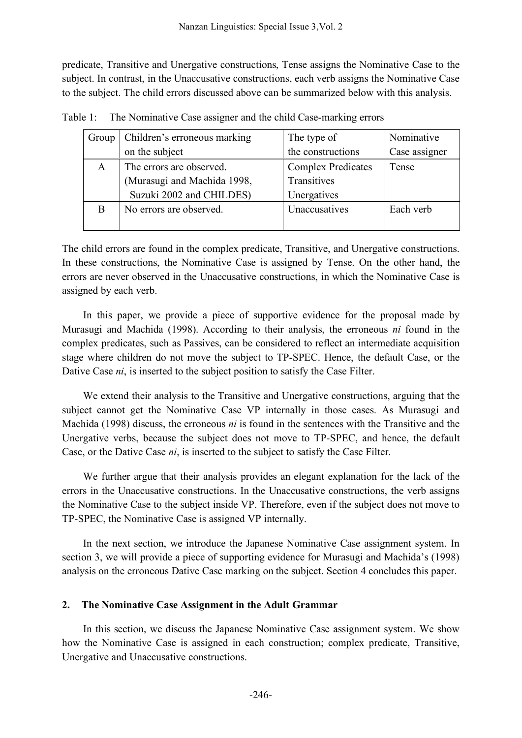predicate, Transitive and Unergative constructions, Tense assigns the Nominative Case to the subject. In contrast, in the Unaccusative constructions, each verb assigns the Nominative Case to the subject. The child errors discussed above can be summarized below with this analysis.

Table 1: The Nominative Case assigner and the child Case-marking errors

| Group | Children's erroneous marking on the subject | The type of the constructions | Nominative Case assigner |
|---|---|---|---|
| A | The errors are observed. (Murasugi and Machida 1998, Suzuki 2002 and CHILDES) | Complex Predicates Transitives Unergatives | Tense |
| B | No errors are observed. | Unaccusatives | Each verb |

The child errors are found in the complex predicate, Transitive, and Unergative constructions. In these constructions, the Nominative Case is assigned by Tense. On the other hand, the errors are never observed in the Unaccusative constructions, in which the Nominative Case is assigned by each verb.

In this paper, we provide a piece of supportive evidence for the proposal made by Murasugi and Machida (1998). According to their analysis, the erroneous *ni* found in the complex predicates, such as Passives, can be considered to reflect an intermediate acquisition stage where children do not move the subject to TP-SPEC. Hence, the default Case, or the Dative Case *ni*, is inserted to the subject position to satisfy the Case Filter.

We extend their analysis to the Transitive and Unergative constructions, arguing that the subject cannot get the Nominative Case VP internally in those cases. As Murasugi and Machida (1998) discuss, the erroneous *ni* is found in the sentences with the Transitive and the Unergative verbs, because the subject does not move to TP-SPEC, and hence, the default Case, or the Dative Case *ni*, is inserted to the subject to satisfy the Case Filter.

We further argue that their analysis provides an elegant explanation for the lack of the errors in the Unaccusative constructions. In the Unaccusative constructions, the verb assigns the Nominative Case to the subject inside VP. Therefore, even if the subject does not move to TP-SPEC, the Nominative Case is assigned VP internally.

In the next section, we introduce the Japanese Nominative Case assignment system. In section 3, we will provide a piece of supporting evidence for Murasugi and Machida's (1998) analysis on the erroneous Dative Case marking on the subject. Section 4 concludes this paper.

## 2. The Nominative Case Assignment in the Adult Grammar

In this section, we discuss the Japanese Nominative Case assignment system. We show how the Nominative Case is assigned in each construction; complex predicate, Transitive, Unergative and Unaccusative constructions.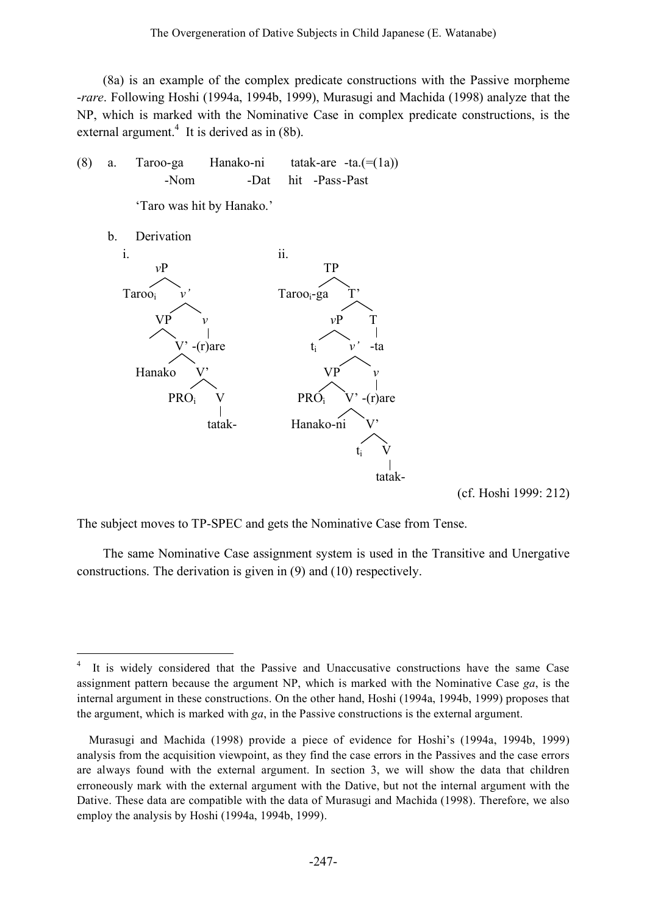(8a) is an example of the complex predicate constructions with the Passive morpheme *-rare*. Following Hoshi (1994a, 1994b, 1999), Murasugi and Machida (1998) analyze that the NP, which is marked with the Nominative Case in complex predicate constructions, is the external argument.[4] It is derived as in (8b).

(8) a. Taroo-ga Hanako-ni tatak-are -ta.(=(1a))
   -Nom -Dat hit -Pass-Past

   'Taro was hit by Hanako.'

b. Derivation

i.

```
vP
├── Taroo_i
└── v'
    ├── VP
    │   └── V'
    │       ├── Hanako
    │       └── V'
    │           ├── PRO_i
    │           └── V
    │               └── tatak-
    └── v
        └── -(r)are
```

ii.

```
TP
├── Taroo_i-ga
└── T'
    ├── vP
    │   ├── t_i
    │   └── v'
    │       ├── VP
    │       │   ├── PRO_i
    │       │   └── V'
    │       │       ├── Hanako-ni
    │       │       └── V'
    │       │           ├── t_i
    │       │           └── V
    │       │               └── tatak-
    │       └── v
    │           └── -(r)are
    └── T
        └── -ta
```

(cf. Hoshi 1999: 212)

The subject moves to TP-SPEC and gets the Nominative Case from Tense.

The same Nominative Case assignment system is used in the Transitive and Unergative constructions. The derivation is given in (9) and (10) respectively.

---

[4] It is widely considered that the Passive and Unaccusative constructions have the same Case assignment pattern because the argument NP, which is marked with the Nominative Case *ga*, is the internal argument in these constructions. On the other hand, Hoshi (1994a, 1994b, 1999) proposes that the argument, which is marked with *ga*, in the Passive constructions is the external argument.

Murasugi and Machida (1998) provide a piece of evidence for Hoshi's (1994a, 1994b, 1999) analysis from the acquisition viewpoint, as they find the case errors in the Passives and the case errors are always found with the external argument. In section 3, we will show the data that children erroneously mark with the external argument with the Dative, but not the internal argument with the Dative. These data are compatible with the data of Murasugi and Machida (1998). Therefore, we also employ the analysis by Hoshi (1994a, 1994b, 1999).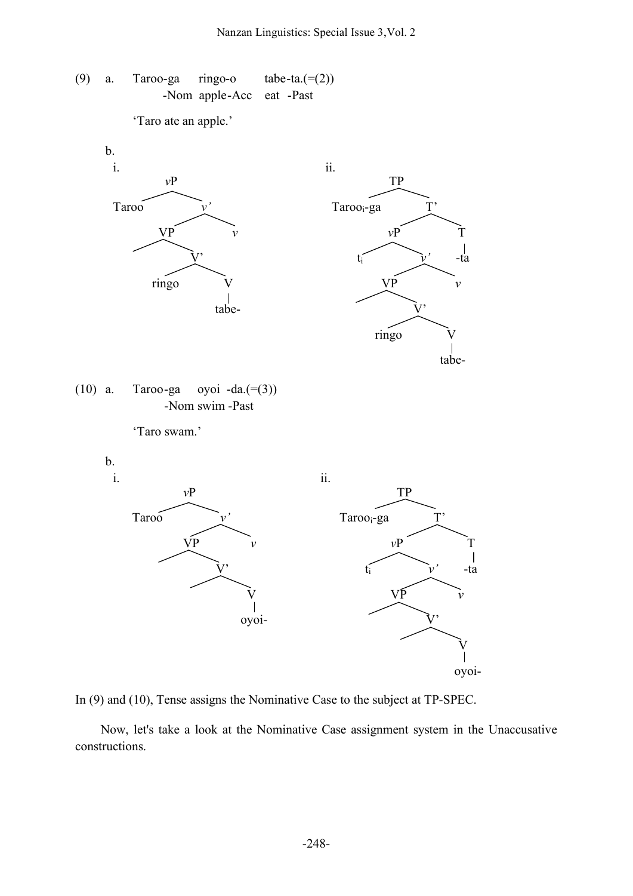(9) a. Taroo-ga ringo-o tabe-ta.(=(2))
    -Nom apple-Acc eat -Past

  'Taro ate an apple.'

 b.
  i.

```
        vP
       /  \
   Taroo   v'
          /  \
        VP    v
       /  \
           V'
          /  \
      ringo   V
              |
            tabe-
```

  ii.

```
          TP
         /  \
  Tarooi-ga   T'
             /  \
           vP    T
          /  \   |
        ti    v'  -ta
             /  \
           VP    v
          /  \
              V'
             /  \
         ringo   V
                 |
               tabe-
```

(10) a. Taroo-ga oyoi -da.(=(3))
    -Nom swim -Past

  'Taro swam.'

 b.
  i.

```
        vP
       /  \
   Taroo   v'
          /  \
        VP    v
       /  \
           V'
          /  \
              V
              |
            oyoi-
```

  ii.

```
          TP
         /  \
  Tarooi-ga   T'
             /  \
           vP    T
          /  \   |
        ti    v'  -ta
             /  \
           VP    v
          /  \
              V'
             /  \
                 V
                 |
               oyoi-
```

In (9) and (10), Tense assigns the Nominative Case to the subject at TP-SPEC.

Now, let's take a look at the Nominative Case assignment system in the Unaccusative constructions.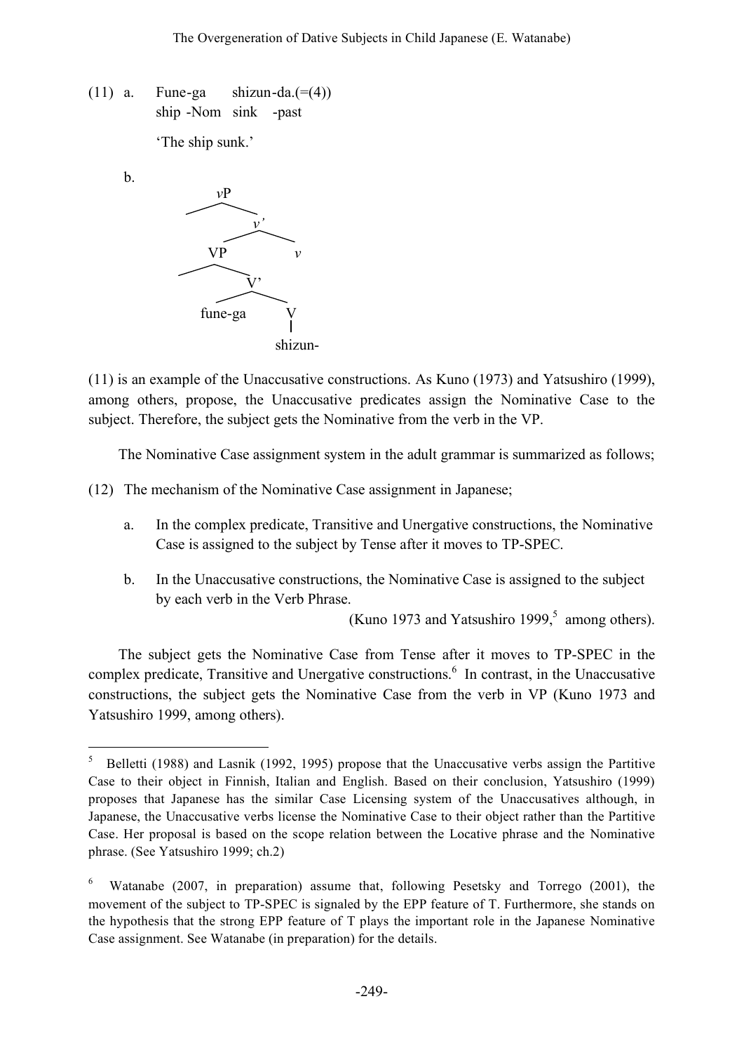(11) a. Fune-ga shizun-da.(=(4))
ship -Nom sink -past

'The ship sunk.'

b.

```
              vP
             /  \
                 v'
                /  \
             VP     v
            /  \
                V'
               /  \
         fune-ga   V
                   |
                shizun-
```

(11) is an example of the Unaccusative constructions. As Kuno (1973) and Yatsushiro (1999), among others, propose, the Unaccusative predicates assign the Nominative Case to the subject. Therefore, the subject gets the Nominative from the verb in the VP.

The Nominative Case assignment system in the adult grammar is summarized as follows;

(12) The mechanism of the Nominative Case assignment in Japanese;

a. In the complex predicate, Transitive and Unergative constructions, the Nominative Case is assigned to the subject by Tense after it moves to TP-SPEC.

b. In the Unaccusative constructions, the Nominative Case is assigned to the subject by each verb in the Verb Phrase.

(Kuno 1973 and Yatsushiro 1999,[5] among others).

The subject gets the Nominative Case from Tense after it moves to TP-SPEC in the complex predicate, Transitive and Unergative constructions.[6] In contrast, in the Unaccusative constructions, the subject gets the Nominative Case from the verb in VP (Kuno 1973 and Yatsushiro 1999, among others).

---

[5] Belletti (1988) and Lasnik (1992, 1995) propose that the Unaccusative verbs assign the Partitive Case to their object in Finnish, Italian and English. Based on their conclusion, Yatsushiro (1999) proposes that Japanese has the similar Case Licensing system of the Unaccusatives although, in Japanese, the Unaccusative verbs license the Nominative Case to their object rather than the Partitive Case. Her proposal is based on the scope relation between the Locative phrase and the Nominative phrase. (See Yatsushiro 1999; ch.2)

[6] Watanabe (2007, in preparation) assume that, following Pesetsky and Torrego (2001), the movement of the subject to TP-SPEC is signaled by the EPP feature of T. Furthermore, she stands on the hypothesis that the strong EPP feature of T plays the important role in the Japanese Nominative Case assignment. See Watanabe (in preparation) for the details.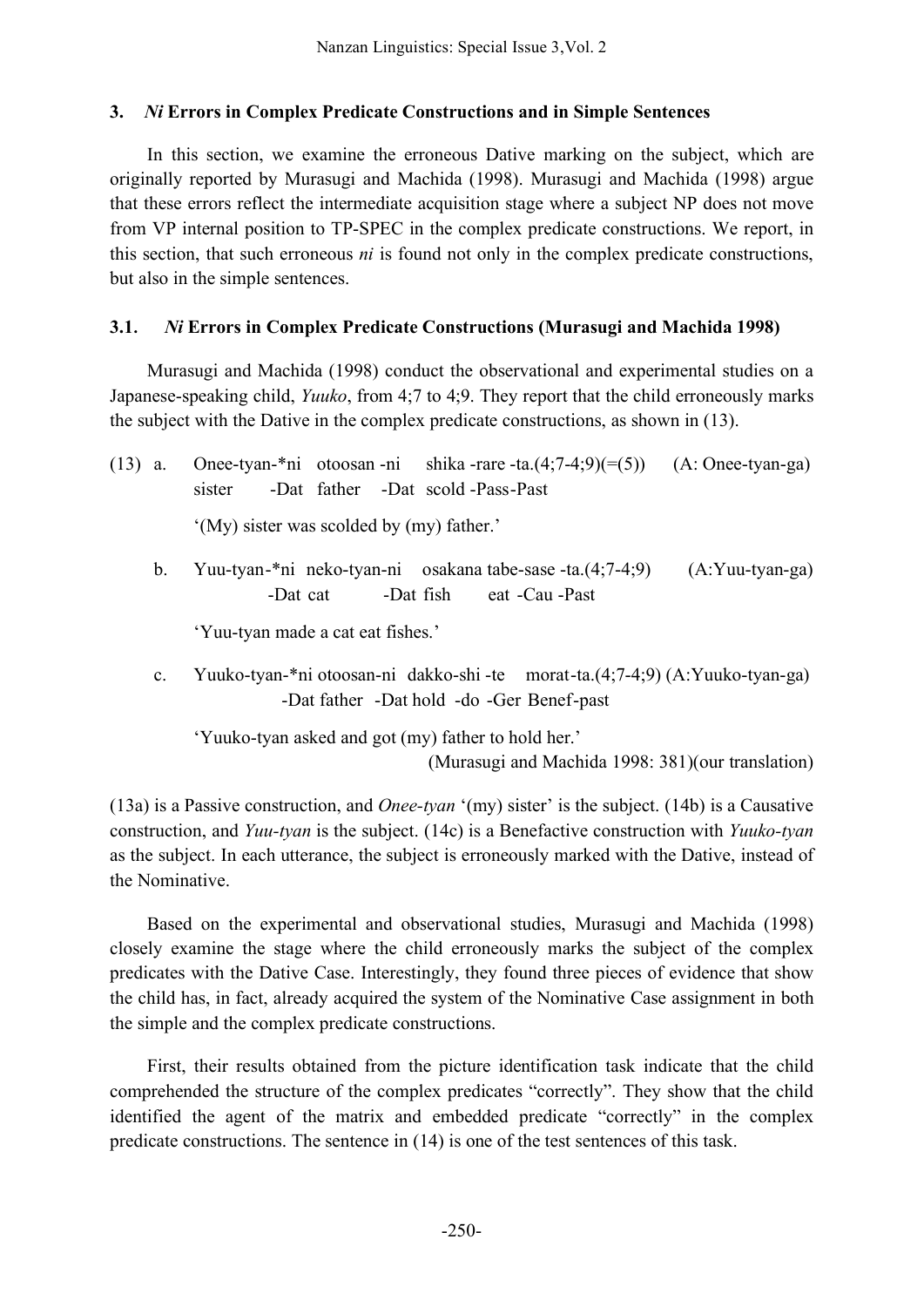## 3. *Ni* Errors in Complex Predicate Constructions and in Simple Sentences

In this section, we examine the erroneous Dative marking on the subject, which are originally reported by Murasugi and Machida (1998). Murasugi and Machida (1998) argue that these errors reflect the intermediate acquisition stage where a subject NP does not move from VP internal position to TP-SPEC in the complex predicate constructions. We report, in this section, that such erroneous *ni* is found not only in the complex predicate constructions, but also in the simple sentences.

### 3.1. *Ni* Errors in Complex Predicate Constructions (Murasugi and Machida 1998)

Murasugi and Machida (1998) conduct the observational and experimental studies on a Japanese-speaking child, *Yuuko*, from 4;7 to 4;9. They report that the child erroneously marks the subject with the Dative in the complex predicate constructions, as shown in (13).

(13) a. Onee-tyan-*ni otoosan -ni shika -rare -ta.(4;7-4;9)(=(5)) (A: Onee-tyan-ga)
sister -Dat father -Dat scold -Pass-Past

'(My) sister was scolded by (my) father.'

b. Yuu-tyan-*ni neko-tyan-ni osakana tabe-sase -ta.(4;7-4;9) (A:Yuu-tyan-ga)
-Dat cat -Dat fish eat -Cau -Past

'Yuu-tyan made a cat eat fishes.'

c. Yuuko-tyan-*ni otoosan-ni dakko-shi -te morat-ta.(4;7-4;9) (A:Yuuko-tyan-ga)
-Dat father -Dat hold -do -Ger Benef-past

'Yuuko-tyan asked and got (my) father to hold her.'

(Murasugi and Machida 1998: 381)(our translation)

(13a) is a Passive construction, and *Onee-tyan* '(my) sister' is the subject. (14b) is a Causative construction, and *Yuu-tyan* is the subject. (14c) is a Benefactive construction with *Yuuko-tyan* as the subject. In each utterance, the subject is erroneously marked with the Dative, instead of the Nominative.

Based on the experimental and observational studies, Murasugi and Machida (1998) closely examine the stage where the child erroneously marks the subject of the complex predicates with the Dative Case. Interestingly, they found three pieces of evidence that show the child has, in fact, already acquired the system of the Nominative Case assignment in both the simple and the complex predicate constructions.

First, their results obtained from the picture identification task indicate that the child comprehended the structure of the complex predicates "correctly". They show that the child identified the agent of the matrix and embedded predicate "correctly" in the complex predicate constructions. The sentence in (14) is one of the test sentences of this task.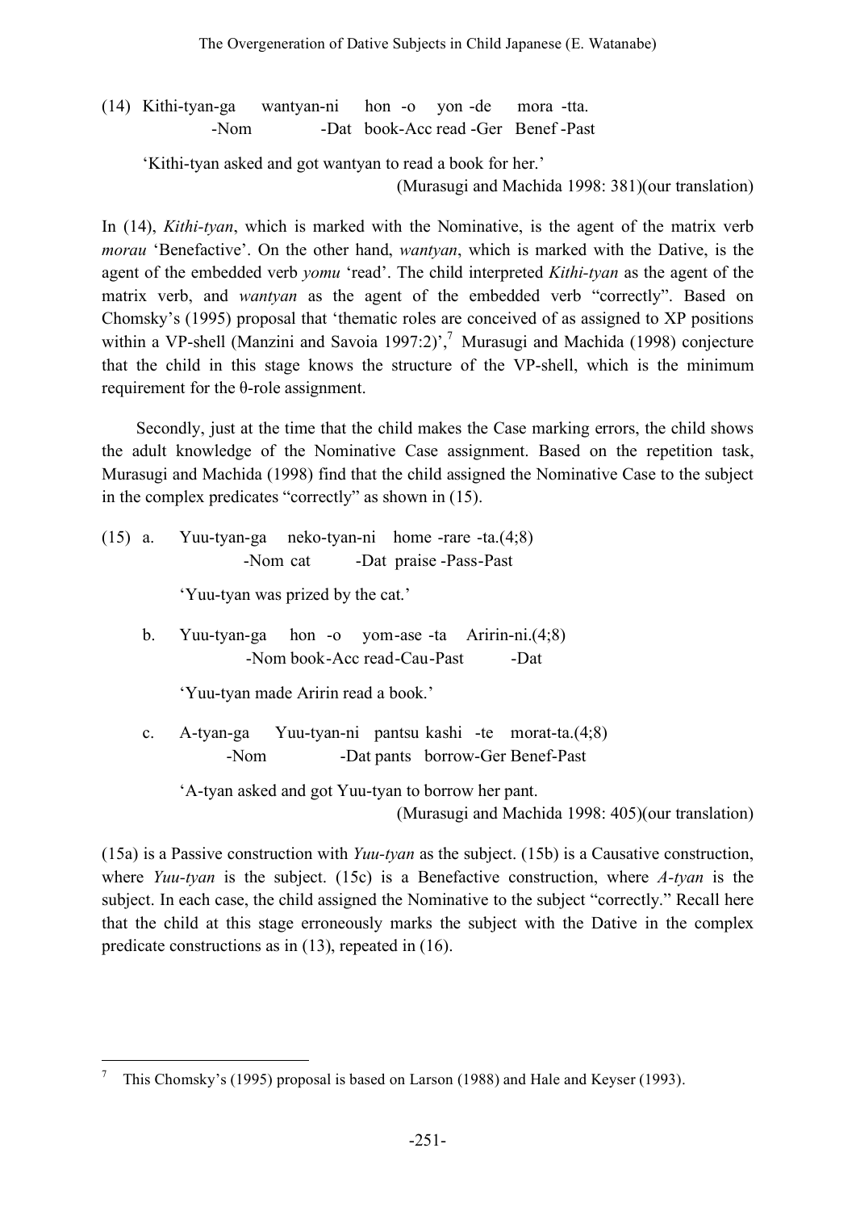(14) Kithi-tyan-ga wantyan-ni hon -o yon -de mora -tta.
       -Nom -Dat book-Acc read -Ger Benef -Past

'Kithi-tyan asked and got wantyan to read a book for her.'
(Murasugi and Machida 1998: 381)(our translation)

In (14), *Kithi-tyan*, which is marked with the Nominative, is the agent of the matrix verb *morau* 'Benefactive'. On the other hand, *wantyan*, which is marked with the Dative, is the agent of the embedded verb *yomu* 'read'. The child interpreted *Kithi-tyan* as the agent of the matrix verb, and *wantyan* as the agent of the embedded verb "correctly". Based on Chomsky's (1995) proposal that 'thematic roles are conceived of as assigned to XP positions within a VP-shell (Manzini and Savoia 1997:2)',[7] Murasugi and Machida (1998) conjecture that the child in this stage knows the structure of the VP-shell, which is the minimum requirement for the θ-role assignment.

Secondly, just at the time that the child makes the Case marking errors, the child shows the adult knowledge of the Nominative Case assignment. Based on the repetition task, Murasugi and Machida (1998) find that the child assigned the Nominative Case to the subject in the complex predicates "correctly" as shown in (15).

(15) a. Yuu-tyan-ga neko-tyan-ni home -rare -ta.(4;8)
        -Nom cat -Dat praise -Pass-Past

'Yuu-tyan was prized by the cat.'

b. Yuu-tyan-ga hon -o yom-ase -ta Aririn-ni.(4;8)
        -Nom book-Acc read-Cau-Past -Dat

'Yuu-tyan made Aririn read a book.'

c. A-tyan-ga Yuu-tyan-ni pantsu kashi -te morat-ta.(4;8)
        -Nom -Dat pants borrow-Ger Benef-Past

'A-tyan asked and got Yuu-tyan to borrow her pant.
(Murasugi and Machida 1998: 405)(our translation)

(15a) is a Passive construction with *Yuu-tyan* as the subject. (15b) is a Causative construction, where *Yuu-tyan* is the subject. (15c) is a Benefactive construction, where *A-tyan* is the subject. In each case, the child assigned the Nominative to the subject "correctly." Recall here that the child at this stage erroneously marks the subject with the Dative in the complex predicate constructions as in (13), repeated in (16).

---

[7] This Chomsky's (1995) proposal is based on Larson (1988) and Hale and Keyser (1993).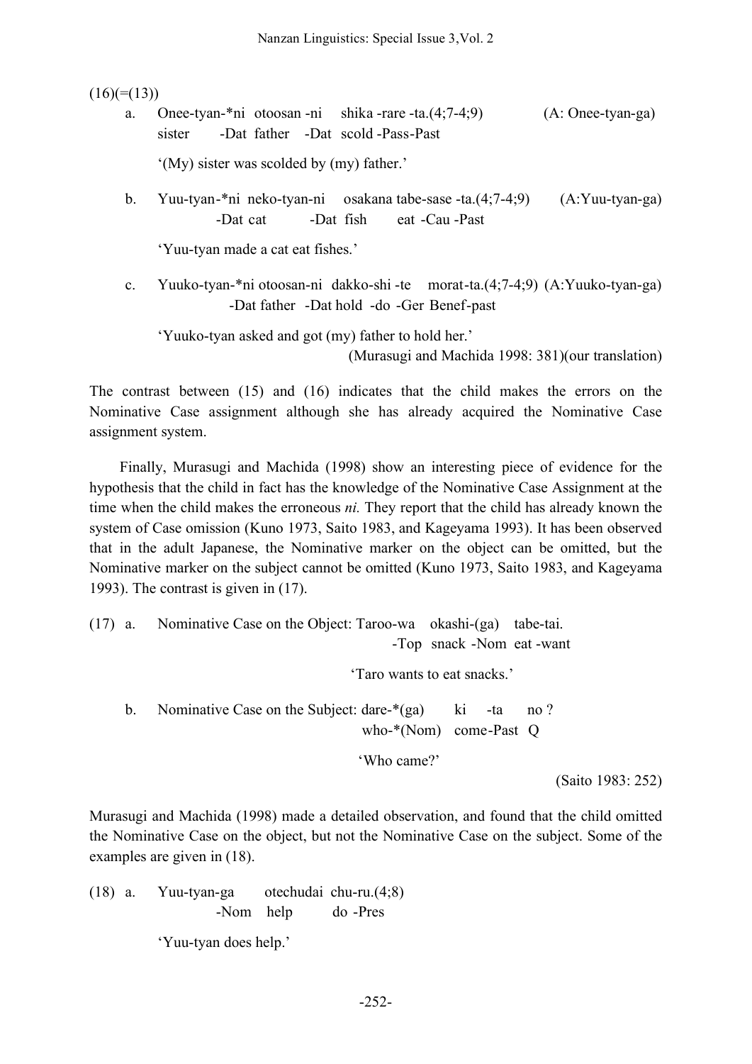(16)(=(13))

a. Onee-tyan-*ni otoosan -ni shika -rare -ta.(4;7-4;9) (A: Onee-tyan-ga)
   sister -Dat father -Dat scold -Pass-Past

   '(My) sister was scolded by (my) father.'

b. Yuu-tyan-*ni neko-tyan-ni osakana tabe-sase -ta.(4;7-4;9) (A:Yuu-tyan-ga)
   -Dat cat -Dat fish eat -Cau -Past

   'Yuu-tyan made a cat eat fishes.'

c. Yuuko-tyan-*ni otoosan-ni dakko-shi -te morat-ta.(4;7-4;9) (A:Yuuko-tyan-ga)
   -Dat father -Dat hold -do -Ger Benef-past

   'Yuuko-tyan asked and got (my) father to hold her.'

   (Murasugi and Machida 1998: 381)(our translation)

The contrast between (15) and (16) indicates that the child makes the errors on the Nominative Case assignment although she has already acquired the Nominative Case assignment system.

Finally, Murasugi and Machida (1998) show an interesting piece of evidence for the hypothesis that the child in fact has the knowledge of the Nominative Case Assignment at the time when the child makes the erroneous *ni.* They report that the child has already known the system of Case omission (Kuno 1973, Saito 1983, and Kageyama 1993). It has been observed that in the adult Japanese, the Nominative marker on the object can be omitted, but the Nominative marker on the subject cannot be omitted (Kuno 1973, Saito 1983, and Kageyama 1993). The contrast is given in (17).

(17) a. Nominative Case on the Object: Taroo-wa okashi-(ga) tabe-tai.
   -Top snack -Nom eat -want

   'Taro wants to eat snacks.'

b. Nominative Case on the Subject: dare-*(ga) ki -ta no ?
   who-*(Nom) come-Past Q

   'Who came?'

   (Saito 1983: 252)

Murasugi and Machida (1998) made a detailed observation, and found that the child omitted the Nominative Case on the object, but not the Nominative Case on the subject. Some of the examples are given in (18).

(18) a. Yuu-tyan-ga otechudai chu-ru.(4;8)
   -Nom help do -Pres

   'Yuu-tyan does help.'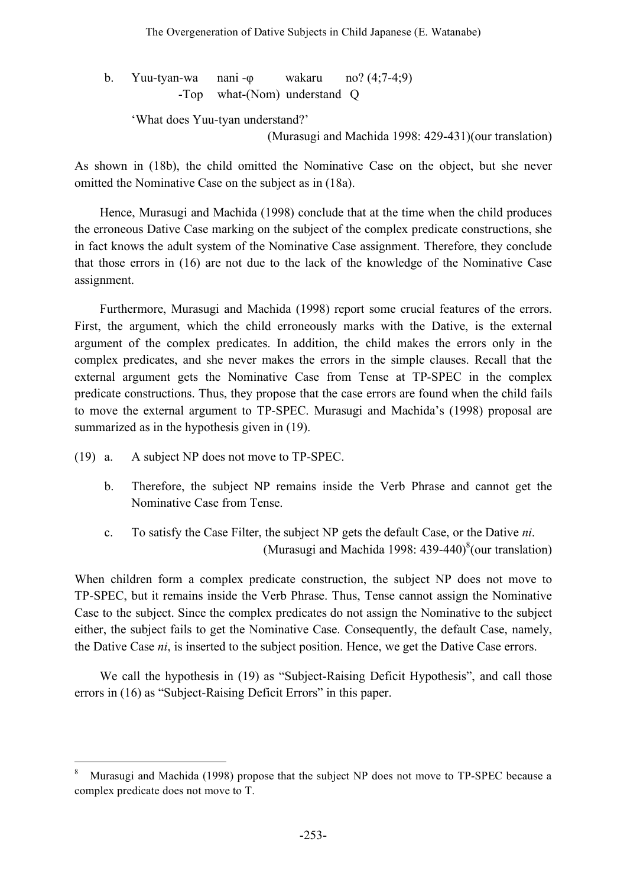b. Yuu-tyan-wa nani -φ wakaru no? (4;7-4;9)
   -Top what-(Nom) understand Q

   'What does Yuu-tyan understand?'

(Murasugi and Machida 1998: 429-431)(our translation)

As shown in (18b), the child omitted the Nominative Case on the object, but she never omitted the Nominative Case on the subject as in (18a).

Hence, Murasugi and Machida (1998) conclude that at the time when the child produces the erroneous Dative Case marking on the subject of the complex predicate constructions, she in fact knows the adult system of the Nominative Case assignment. Therefore, they conclude that those errors in (16) are not due to the lack of the knowledge of the Nominative Case assignment.

Furthermore, Murasugi and Machida (1998) report some crucial features of the errors. First, the argument, which the child erroneously marks with the Dative, is the external argument of the complex predicates. In addition, the child makes the errors only in the complex predicates, and she never makes the errors in the simple clauses. Recall that the external argument gets the Nominative Case from Tense at TP-SPEC in the complex predicate constructions. Thus, they propose that the case errors are found when the child fails to move the external argument to TP-SPEC. Murasugi and Machida's (1998) proposal are summarized as in the hypothesis given in (19).

(19) a. A subject NP does not move to TP-SPEC.

b. Therefore, the subject NP remains inside the Verb Phrase and cannot get the Nominative Case from Tense.

c. To satisfy the Case Filter, the subject NP gets the default Case, or the Dative *ni*.
(Murasugi and Machida 1998: 439-440)[8](our translation)

When children form a complex predicate construction, the subject NP does not move to TP-SPEC, but it remains inside the Verb Phrase. Thus, Tense cannot assign the Nominative Case to the subject. Since the complex predicates do not assign the Nominative to the subject either, the subject fails to get the Nominative Case. Consequently, the default Case, namely, the Dative Case *ni*, is inserted to the subject position. Hence, we get the Dative Case errors.

We call the hypothesis in (19) as "Subject-Raising Deficit Hypothesis", and call those errors in (16) as "Subject-Raising Deficit Errors" in this paper.

---

[8] Murasugi and Machida (1998) propose that the subject NP does not move to TP-SPEC because a complex predicate does not move to T.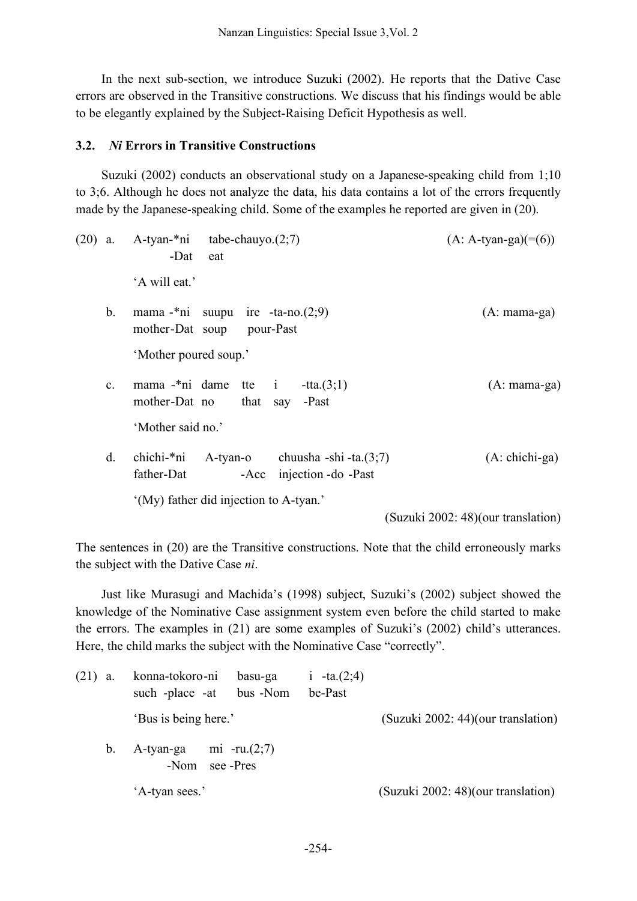In the next sub-section, we introduce Suzuki (2002). He reports that the Dative Case errors are observed in the Transitive constructions. We discuss that his findings would be able to be elegantly explained by the Subject-Raising Deficit Hypothesis as well.

### 3.2. *Ni* Errors in Transitive Constructions

Suzuki (2002) conducts an observational study on a Japanese-speaking child from 1;10 to 3;6. Although he does not analyze the data, his data contains a lot of the errors frequently made by the Japanese-speaking child. Some of the examples he reported are given in (20).

(20) a. A-tyan-*ni tabe-chauyo.(2;7) (A: A-tyan-ga)(=(6))
   -Dat eat
   'A will eat.'

b. mama -*ni suupu ire -ta-no.(2;9) (A: mama-ga)
   mother-Dat soup pour-Past
   'Mother poured soup.'

c. mama -*ni dame tte i -tta.(3;1) (A: mama-ga)
   mother-Dat no that say -Past
   'Mother said no.'

d. chichi-*ni A-tyan-o chuusha -shi -ta.(3;7) (A: chichi-ga)
   father-Dat -Acc injection -do -Past
   '(My) father did injection to A-tyan.'

(Suzuki 2002: 48)(our translation)

The sentences in (20) are the Transitive constructions. Note that the child erroneously marks the subject with the Dative Case *ni*.

Just like Murasugi and Machida's (1998) subject, Suzuki's (2002) subject showed the knowledge of the Nominative Case assignment system even before the child started to make the errors. The examples in (21) are some examples of Suzuki's (2002) child's utterances. Here, the child marks the subject with the Nominative Case "correctly".

(21) a. konna-tokoro-ni basu-ga i -ta.(2;4)
   such -place -at bus -Nom be-Past
   'Bus is being here.' (Suzuki 2002: 44)(our translation)

b. A-tyan-ga mi -ru.(2;7)
   -Nom see -Pres
   'A-tyan sees.' (Suzuki 2002: 48)(our translation)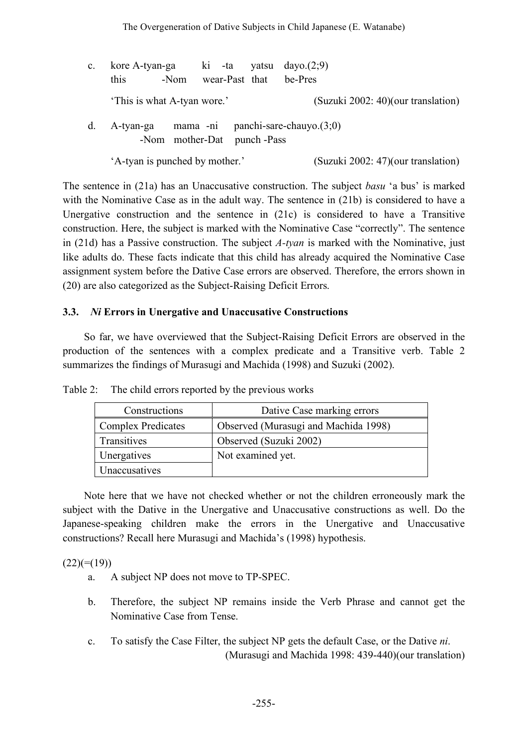c. kore A-tyan-ga ki -ta yatsu dayo.(2;9)
   this -Nom wear-Past that be-Pres

   'This is what A-tyan wore.' (Suzuki 2002: 40)(our translation)

d. A-tyan-ga mama -ni panchi-sare-chauyo.(3;0)
   -Nom mother-Dat punch -Pass

   'A-tyan is punched by mother.' (Suzuki 2002: 47)(our translation)

The sentence in (21a) has an Unaccusative construction. The subject *basu* 'a bus' is marked with the Nominative Case as in the adult way. The sentence in (21b) is considered to have a Unergative construction and the sentence in (21c) is considered to have a Transitive construction. Here, the subject is marked with the Nominative Case "correctly". The sentence in (21d) has a Passive construction. The subject *A-tyan* is marked with the Nominative, just like adults do. These facts indicate that this child has already acquired the Nominative Case assignment system before the Dative Case errors are observed. Therefore, the errors shown in (20) are also categorized as the Subject-Raising Deficit Errors.

### 3.3. *Ni* Errors in Unergative and Unaccusative Constructions

So far, we have overviewed that the Subject-Raising Deficit Errors are observed in the production of the sentences with a complex predicate and a Transitive verb. Table 2 summarizes the findings of Murasugi and Machida (1998) and Suzuki (2002).

Table 2: The child errors reported by the previous works

| Constructions | Dative Case marking errors |
|---|---|
| Complex Predicates | Observed (Murasugi and Machida 1998) |
| Transitives | Observed (Suzuki 2002) |
| Unergatives | Not examined yet. |
| Unaccusatives | |

Note here that we have not checked whether or not the children erroneously mark the subject with the Dative in the Unergative and Unaccusative constructions as well. Do the Japanese-speaking children make the errors in the Unergative and Unaccusative constructions? Recall here Murasugi and Machida's (1998) hypothesis.

(22)(=(19))

a. A subject NP does not move to TP-SPEC.

b. Therefore, the subject NP remains inside the Verb Phrase and cannot get the Nominative Case from Tense.

c. To satisfy the Case Filter, the subject NP gets the default Case, or the Dative *ni*.
(Murasugi and Machida 1998: 439-440)(our translation)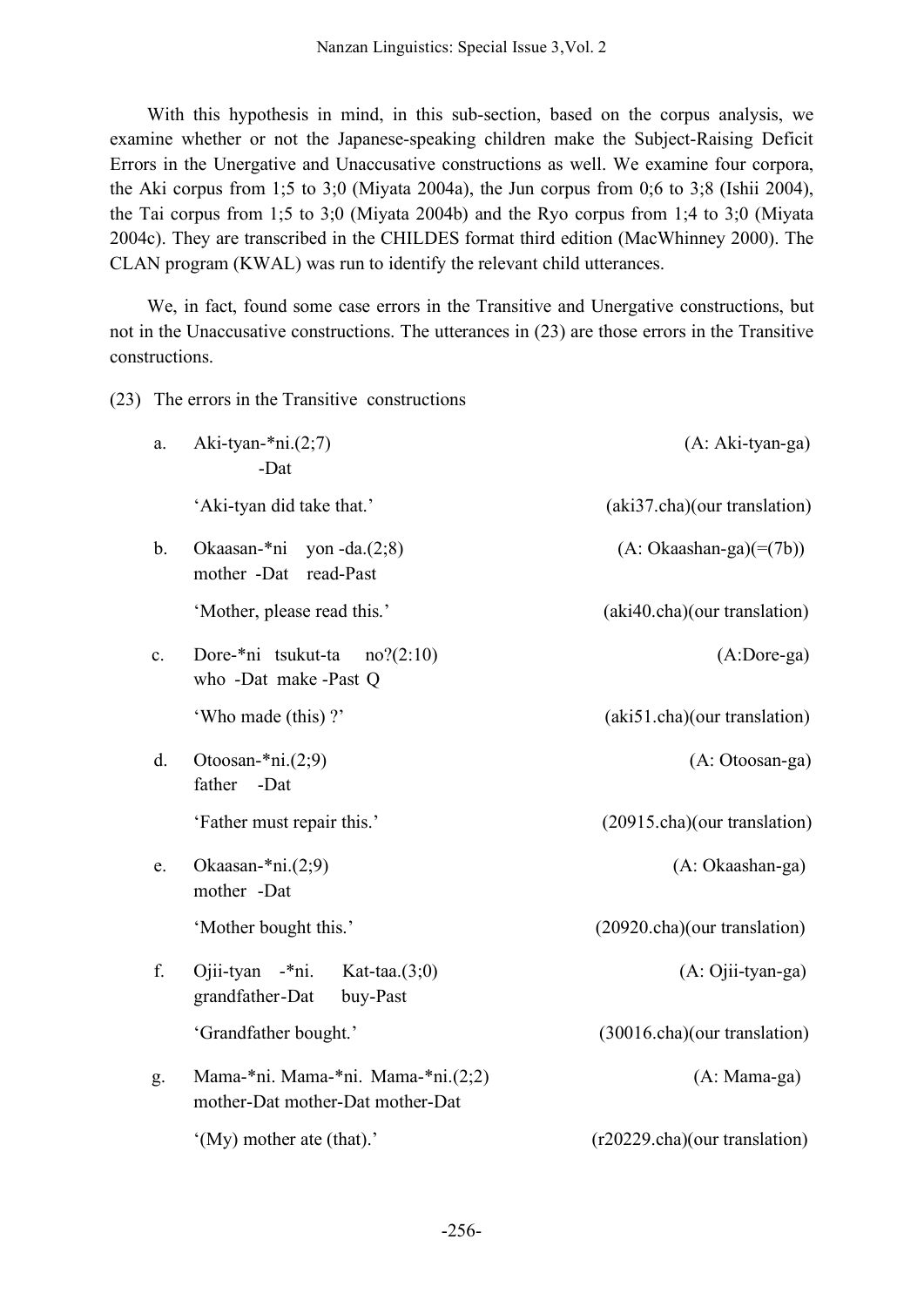With this hypothesis in mind, in this sub-section, based on the corpus analysis, we examine whether or not the Japanese-speaking children make the Subject-Raising Deficit Errors in the Unergative and Unaccusative constructions as well. We examine four corpora, the Aki corpus from 1;5 to 3;0 (Miyata 2004a), the Jun corpus from 0;6 to 3;8 (Ishii 2004), the Tai corpus from 1;5 to 3;0 (Miyata 2004b) and the Ryo corpus from 1;4 to 3;0 (Miyata 2004c). They are transcribed in the CHILDES format third edition (MacWhinney 2000). The CLAN program (KWAL) was run to identify the relevant child utterances.

We, in fact, found some case errors in the Transitive and Unergative constructions, but not in the Unaccusative constructions. The utterances in (23) are those errors in the Transitive constructions.

(23) The errors in the Transitive constructions

a. Aki-tyan-*ni.(2;7) (A: Aki-tyan-ga)
   -Dat
   'Aki-tyan did take that.' (aki37.cha)(our translation)

b. Okaasan-*ni yon -da.(2;8) (A: Okaashan-ga)(=(7b))
   mother -Dat read-Past
   'Mother, please read this.' (aki40.cha)(our translation)

c. Dore-*ni tsukut-ta no?(2:10) (A:Dore-ga)
   who -Dat make -Past Q
   'Who made (this) ?' (aki51.cha)(our translation)

d. Otoosan-*ni.(2;9) (A: Otoosan-ga)
   father -Dat
   'Father must repair this.' (20915.cha)(our translation)

e. Okaasan-*ni.(2;9) (A: Okaashan-ga)
   mother -Dat
   'Mother bought this.' (20920.cha)(our translation)

f. Ojii-tyan -*ni. Kat-taa.(3;0) (A: Ojii-tyan-ga)
   grandfather-Dat buy-Past
   'Grandfather bought.' (30016.cha)(our translation)

g. Mama-*ni. Mama-*ni. Mama-*ni.(2;2) (A: Mama-ga)
   mother-Dat mother-Dat mother-Dat
   '(My) mother ate (that).' (r20229.cha)(our translation)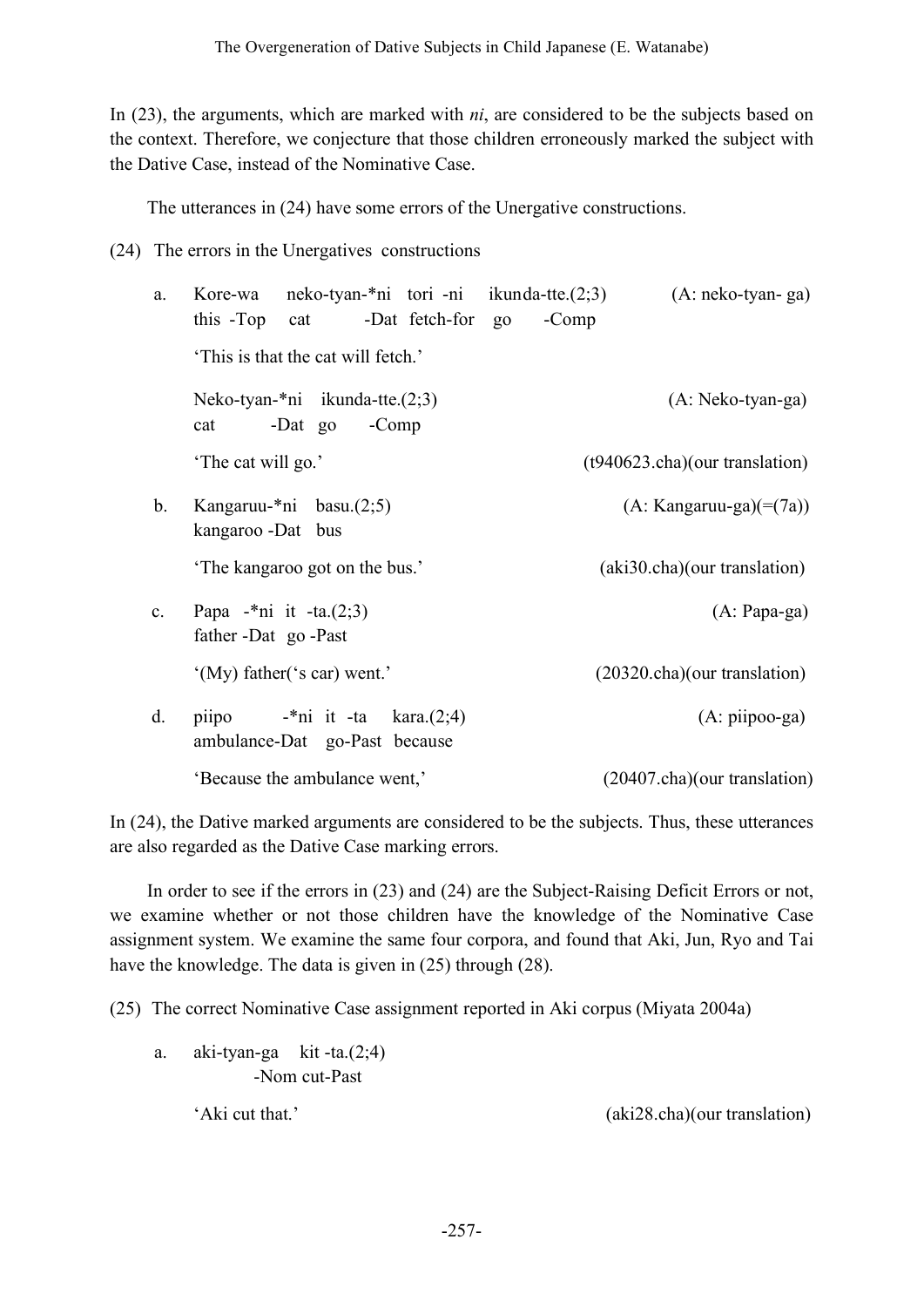In (23), the arguments, which are marked with *ni*, are considered to be the subjects based on the context. Therefore, we conjecture that those children erroneously marked the subject with the Dative Case, instead of the Nominative Case.

The utterances in (24) have some errors of the Unergative constructions.

(24) The errors in the Unergatives constructions

a. Kore-wa neko-tyan-*ni tori -ni ikunda-tte.(2;3) (A: neko-tyan- ga)
   this -Top cat -Dat fetch-for go -Comp

   'This is that the cat will fetch.'

   Neko-tyan-*ni ikunda-tte.(2;3) (A: Neko-tyan-ga)
   cat -Dat go -Comp

   'The cat will go.' (t940623.cha)(our translation)

b. Kangaruu-*ni basu.(2;5) (A: Kangaruu-ga)(=(7a))
   kangaroo -Dat bus

   'The kangaroo got on the bus.' (aki30.cha)(our translation)

c. Papa -*ni it -ta.(2;3) (A: Papa-ga)
   father -Dat go -Past

   '(My) father('s car) went.' (20320.cha)(our translation)

d. piipo -*ni it -ta kara.(2;4) (A: piipoo-ga)
   ambulance-Dat go-Past because

   'Because the ambulance went,' (20407.cha)(our translation)

In (24), the Dative marked arguments are considered to be the subjects. Thus, these utterances are also regarded as the Dative Case marking errors.

In order to see if the errors in (23) and (24) are the Subject-Raising Deficit Errors or not, we examine whether or not those children have the knowledge of the Nominative Case assignment system. We examine the same four corpora, and found that Aki, Jun, Ryo and Tai have the knowledge. The data is given in (25) through (28).

(25) The correct Nominative Case assignment reported in Aki corpus (Miyata 2004a)

a. aki-tyan-ga kit -ta.(2;4)
   -Nom cut-Past

   'Aki cut that.' (aki28.cha)(our translation)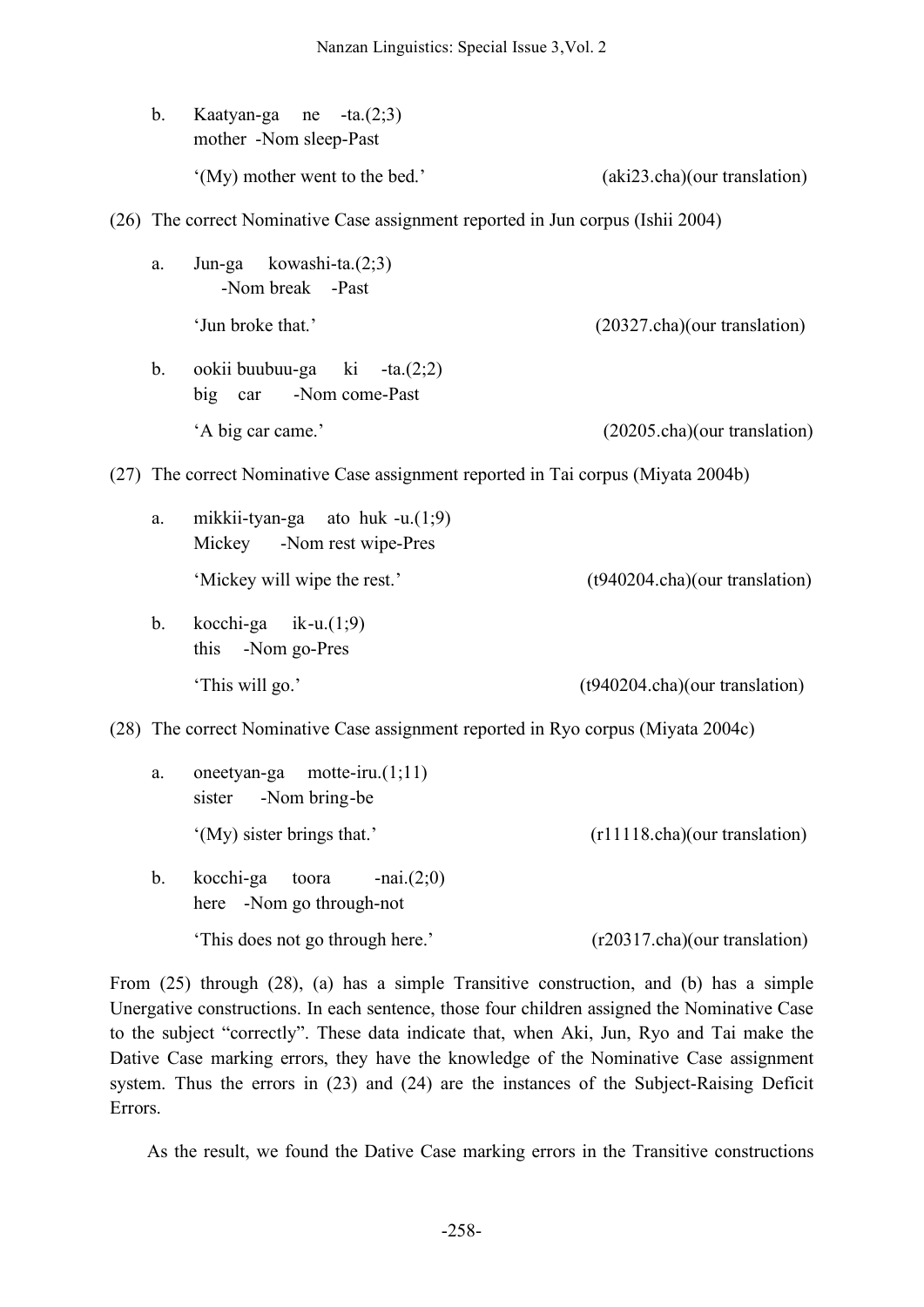b. Kaatyan-ga ne -ta.(2;3)
   mother -Nom sleep-Past

   '(My) mother went to the bed.' (aki23.cha)(our translation)

(26) The correct Nominative Case assignment reported in Jun corpus (Ishii 2004)

a. Jun-ga kowashi-ta.(2;3)
   -Nom break -Past

   'Jun broke that.' (20327.cha)(our translation)

b. ookii buubuu-ga ki -ta.(2;2)
   big car -Nom come-Past

   'A big car came.' (20205.cha)(our translation)

(27) The correct Nominative Case assignment reported in Tai corpus (Miyata 2004b)

a. mikkii-tyan-ga ato huk -u.(1;9)
   Mickey -Nom rest wipe-Pres

   'Mickey will wipe the rest.' (t940204.cha)(our translation)

b. kocchi-ga ik-u.(1;9)
   this -Nom go-Pres

   'This will go.' (t940204.cha)(our translation)

(28) The correct Nominative Case assignment reported in Ryo corpus (Miyata 2004c)

a. oneetyan-ga motte-iru.(1;11)
   sister -Nom bring-be

   '(My) sister brings that.' (r11118.cha)(our translation)

b. kocchi-ga toora -nai.(2;0)
   here -Nom go through-not

   'This does not go through here.' (r20317.cha)(our translation)

From (25) through (28), (a) has a simple Transitive construction, and (b) has a simple Unergative constructions. In each sentence, those four children assigned the Nominative Case to the subject "correctly". These data indicate that, when Aki, Jun, Ryo and Tai make the Dative Case marking errors, they have the knowledge of the Nominative Case assignment system. Thus the errors in (23) and (24) are the instances of the Subject-Raising Deficit Errors.

As the result, we found the Dative Case marking errors in the Transitive constructions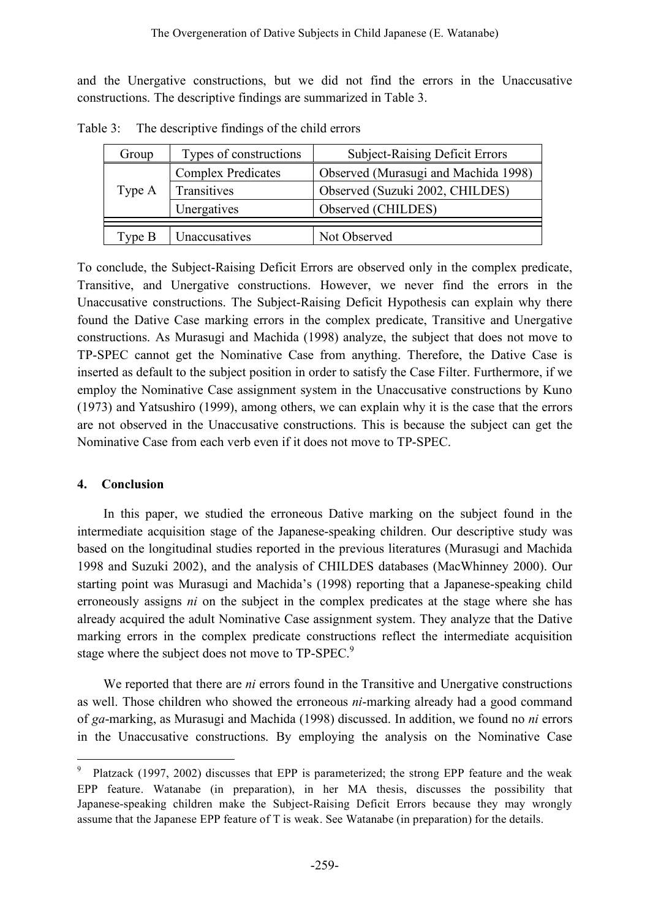and the Unergative constructions, but we did not find the errors in the Unaccusative constructions. The descriptive findings are summarized in Table 3.

Table 3: The descriptive findings of the child errors

| Group | Types of constructions | Subject-Raising Deficit Errors |
|---|---|---|
| Type A | Complex Predicates | Observed (Murasugi and Machida 1998) |
| | Transitives | Observed (Suzuki 2002, CHILDES) |
| | Unergatives | Observed (CHILDES) |
| Type B | Unaccusatives | Not Observed |

To conclude, the Subject-Raising Deficit Errors are observed only in the complex predicate, Transitive, and Unergative constructions. However, we never find the errors in the Unaccusative constructions. The Subject-Raising Deficit Hypothesis can explain why there found the Dative Case marking errors in the complex predicate, Transitive and Unergative constructions. As Murasugi and Machida (1998) analyze, the subject that does not move to TP-SPEC cannot get the Nominative Case from anything. Therefore, the Dative Case is inserted as default to the subject position in order to satisfy the Case Filter. Furthermore, if we employ the Nominative Case assignment system in the Unaccusative constructions by Kuno (1973) and Yatsushiro (1999), among others, we can explain why it is the case that the errors are not observed in the Unaccusative constructions. This is because the subject can get the Nominative Case from each verb even if it does not move to TP-SPEC.

## 4. Conclusion

In this paper, we studied the erroneous Dative marking on the subject found in the intermediate acquisition stage of the Japanese-speaking children. Our descriptive study was based on the longitudinal studies reported in the previous literatures (Murasugi and Machida 1998 and Suzuki 2002), and the analysis of CHILDES databases (MacWhinney 2000). Our starting point was Murasugi and Machida's (1998) reporting that a Japanese-speaking child erroneously assigns *ni* on the subject in the complex predicates at the stage where she has already acquired the adult Nominative Case assignment system. They analyze that the Dative marking errors in the complex predicate constructions reflect the intermediate acquisition stage where the subject does not move to TP-SPEC.[9]

We reported that there are *ni* errors found in the Transitive and Unergative constructions as well. Those children who showed the erroneous *ni*-marking already had a good command of *ga*-marking, as Murasugi and Machida (1998) discussed. In addition, we found no *ni* errors in the Unaccusative constructions. By employing the analysis on the Nominative Case

[9] Platzack (1997, 2002) discusses that EPP is parameterized; the strong EPP feature and the weak EPP feature. Watanabe (in preparation), in her MA thesis, discusses the possibility that Japanese-speaking children make the Subject-Raising Deficit Errors because they may wrongly assume that the Japanese EPP feature of T is weak. See Watanabe (in preparation) for the details.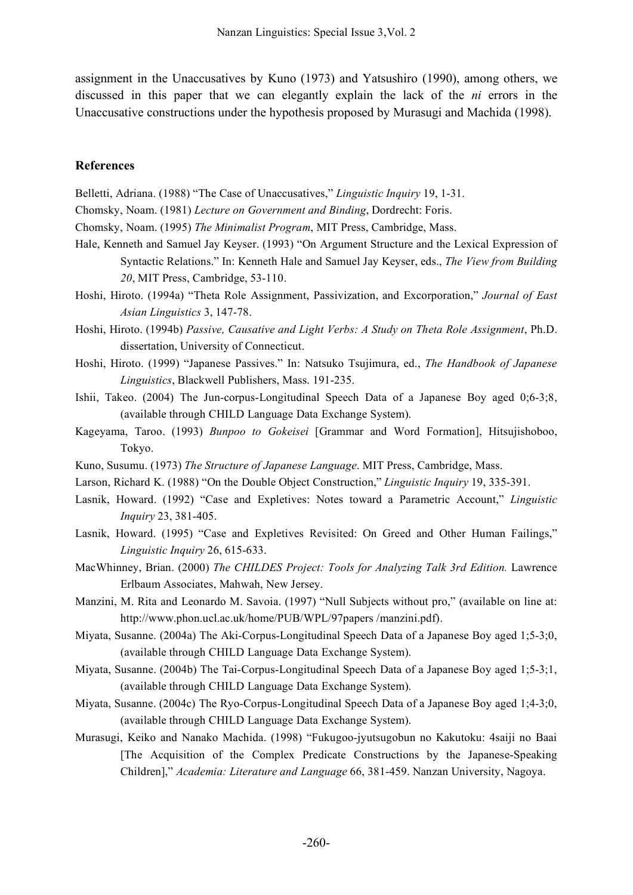assignment in the Unaccusatives by Kuno (1973) and Yatsushiro (1990), among others, we discussed in this paper that we can elegantly explain the lack of the *ni* errors in the Unaccusative constructions under the hypothesis proposed by Murasugi and Machida (1998).

## References

Belletti, Adriana. (1988) "The Case of Unaccusatives," *Linguistic Inquiry* 19, 1-31.

Chomsky, Noam. (1981) *Lecture on Government and Binding*, Dordrecht: Foris.

Chomsky, Noam. (1995) *The Minimalist Program*, MIT Press, Cambridge, Mass.

Hale, Kenneth and Samuel Jay Keyser. (1993) "On Argument Structure and the Lexical Expression of Syntactic Relations." In: Kenneth Hale and Samuel Jay Keyser, eds., *The View from Building 20*, MIT Press, Cambridge, 53-110.

Hoshi, Hiroto. (1994a) "Theta Role Assignment, Passivization, and Excorporation," *Journal of East Asian Linguistics* 3, 147-78.

Hoshi, Hiroto. (1994b) *Passive, Causative and Light Verbs: A Study on Theta Role Assignment*, Ph.D. dissertation, University of Connecticut.

Hoshi, Hiroto. (1999) "Japanese Passives." In: Natsuko Tsujimura, ed., *The Handbook of Japanese Linguistics*, Blackwell Publishers, Mass. 191-235.

Ishii, Takeo. (2004) The Jun-corpus-Longitudinal Speech Data of a Japanese Boy aged 0;6-3;8, (available through CHILD Language Data Exchange System).

Kageyama, Taroo. (1993) *Bunpoo to Gokeisei* [Grammar and Word Formation], Hitsujishoboo, Tokyo.

Kuno, Susumu. (1973) *The Structure of Japanese Language*. MIT Press, Cambridge, Mass.

Larson, Richard K. (1988) "On the Double Object Construction," *Linguistic Inquiry* 19, 335-391.

Lasnik, Howard. (1992) "Case and Expletives: Notes toward a Parametric Account," *Linguistic Inquiry* 23, 381-405.

Lasnik, Howard. (1995) "Case and Expletives Revisited: On Greed and Other Human Failings," *Linguistic Inquiry* 26, 615-633.

MacWhinney, Brian. (2000) *The CHILDES Project: Tools for Analyzing Talk 3rd Edition.* Lawrence Erlbaum Associates, Mahwah, New Jersey.

Manzini, M. Rita and Leonardo M. Savoia. (1997) "Null Subjects without pro," (available on line at: http://www.phon.ucl.ac.uk/home/PUB/WPL/97papers /manzini.pdf).

Miyata, Susanne. (2004a) The Aki-Corpus-Longitudinal Speech Data of a Japanese Boy aged 1;5-3;0, (available through CHILD Language Data Exchange System).

Miyata, Susanne. (2004b) The Tai-Corpus-Longitudinal Speech Data of a Japanese Boy aged 1;5-3;1, (available through CHILD Language Data Exchange System).

Miyata, Susanne. (2004c) The Ryo-Corpus-Longitudinal Speech Data of a Japanese Boy aged 1;4-3;0, (available through CHILD Language Data Exchange System).

Murasugi, Keiko and Nanako Machida. (1998) "Fukugoo-jyutsugobun no Kakutoku: 4saiji no Baai [The Acquisition of the Complex Predicate Constructions by the Japanese-Speaking Children]," *Academia: Literature and Language* 66, 381-459. Nanzan University, Nagoya.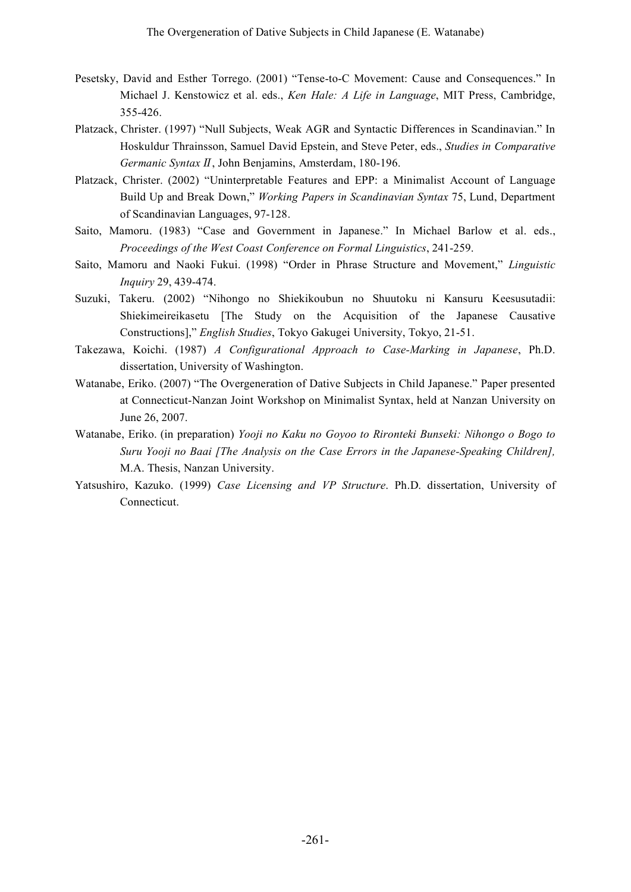Pesetsky, David and Esther Torrego. (2001) "Tense-to-C Movement: Cause and Consequences." In Michael J. Kenstowicz et al. eds., *Ken Hale: A Life in Language*, MIT Press, Cambridge, 355-426.

Platzack, Christer. (1997) "Null Subjects, Weak AGR and Syntactic Differences in Scandinavian." In Hoskuldur Thrainsson, Samuel David Epstein, and Steve Peter, eds., *Studies in Comparative Germanic Syntax II*, John Benjamins, Amsterdam, 180-196.

Platzack, Christer. (2002) "Uninterpretable Features and EPP: a Minimalist Account of Language Build Up and Break Down," *Working Papers in Scandinavian Syntax* 75, Lund, Department of Scandinavian Languages, 97-128.

Saito, Mamoru. (1983) "Case and Government in Japanese." In Michael Barlow et al. eds., *Proceedings of the West Coast Conference on Formal Linguistics*, 241-259.

Saito, Mamoru and Naoki Fukui. (1998) "Order in Phrase Structure and Movement," *Linguistic Inquiry* 29, 439-474.

Suzuki, Takeru. (2002) "Nihongo no Shiekikoubun no Shuutoku ni Kansuru Keesusutadii: Shiekimeireikasetu [The Study on the Acquisition of the Japanese Causative Constructions]," *English Studies*, Tokyo Gakugei University, Tokyo, 21-51.

Takezawa, Koichi. (1987) *A Configurational Approach to Case-Marking in Japanese*, Ph.D. dissertation, University of Washington.

Watanabe, Eriko. (2007) "The Overgeneration of Dative Subjects in Child Japanese." Paper presented at Connecticut-Nanzan Joint Workshop on Minimalist Syntax, held at Nanzan University on June 26, 2007.

Watanabe, Eriko. (in preparation) *Yooji no Kaku no Goyoo to Rironteki Bunseki: Nihongo o Bogo to Suru Yooji no Baai [The Analysis on the Case Errors in the Japanese-Speaking Children],* M.A. Thesis, Nanzan University.

Yatsushiro, Kazuko. (1999) *Case Licensing and VP Structure*. Ph.D. dissertation, University of Connecticut.